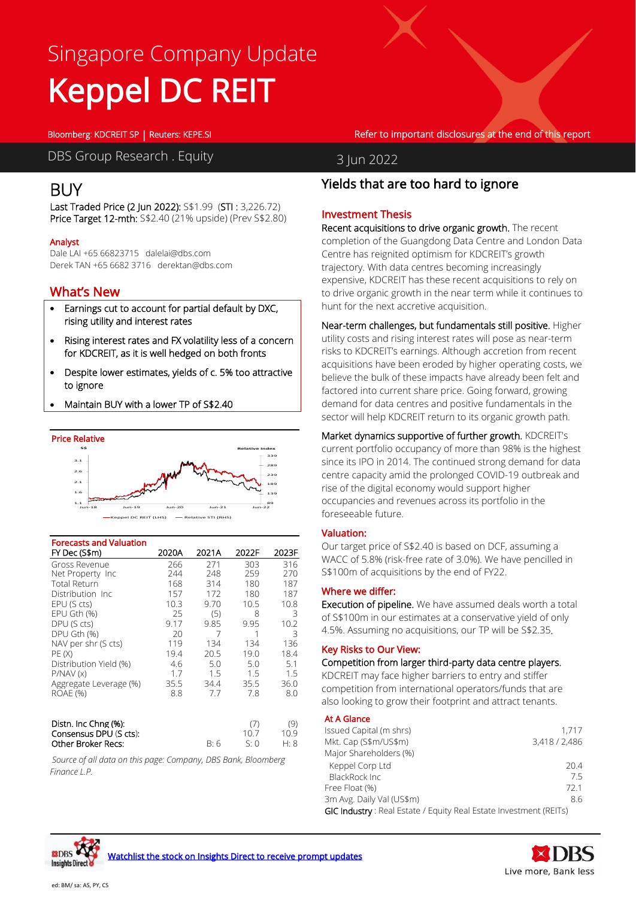# Singapore Company Update

# Keppel DC REIT

Bloomberg: KDCREIT SP | Reuters: KEPE.SI

Refer to important disclosures at the end of this report

DBS Group Research . Equity

3 Jun 2022

## BUY

**Last Traded Price (2 Jun 2022):** S$1.99 (**STI :** 3,226.72)
**Price Target 12-mth:** S$2.40 (21% upside) (Prev S$2.80)

**Analyst**
Dale LAI +65 66823715 dalelai@dbs.com
Derek TAN +65 6682 3716 derektan@dbs.com

## What's New

- Earnings cut to account for partial default by DXC, rising utility and interest rates
- Rising interest rates and FX volatility less of a concern for KDCREIT, as it is well hedged on both fronts
- Despite lower estimates, yields of c. 5% too attractive to ignore
- Maintain BUY with a lower TP of S$2.40

**Price Relative**

**Forecasts and Valuation**

| FY Dec (S$m) | 2020A | 2021A | 2022F | 2023F |
|---|---|---|---|---|
| Gross Revenue | 266 | 271 | 303 | 316 |
| Net Property Inc | 244 | 248 | 259 | 270 |
| Total Return | 168 | 314 | 180 | 187 |
| Distribution Inc | 157 | 172 | 180 | 187 |
| EPU (S cts) | 10.3 | 9.70 | 10.5 | 10.8 |
| EPU Gth (%) | 25 | (5) | 8 | 3 |
| DPU (S cts) | 9.17 | 9.85 | 9.95 | 10.2 |
| DPU Gth (%) | 20 | 7 | 1 | 3 |
| NAV per shr (S cts) | 119 | 134 | 134 | 136 |
| PE (X) | 19.4 | 20.5 | 19.0 | 18.4 |
| Distribution Yield (%) | 4.6 | 5.0 | 5.0 | 5.1 |
| P/NAV (x) | 1.7 | 1.5 | 1.5 | 1.5 |
| Aggregate Leverage (%) | 35.5 | 34.4 | 35.5 | 36.0 |
| ROAE (%) | 8.8 | 7.7 | 7.8 | 8.0 |
| | | | | |
| Distn. Inc Chng (%): | | | (7) | (9) |
| Consensus DPU (S cts): | | | 10.7 | 10.9 |
| Other Broker Recs: | | B: 6 | S: 0 | H: 8 |

*Source of all data on this page: Company, DBS Bank, Bloomberg Finance L.P.*

## Yields that are too hard to ignore

### Investment Thesis

**Recent acquisitions to drive organic growth.** The recent completion of the Guangdong Data Centre and London Data Centre has reignited optimism for KDCREIT's growth trajectory. With data centres becoming increasingly expensive, KDCREIT has these recent acquisitions to rely on to drive organic growth in the near term while it continues to hunt for the next accretive acquisition.

**Near-term challenges, but fundamentals still positive.** Higher utility costs and rising interest rates will pose as near-term risks to KDCREIT's earnings. Although accretion from recent acquisitions have been eroded by higher operating costs, we believe the bulk of these impacts have already been felt and factored into current share price. Going forward, growing demand for data centres and positive fundamentals in the sector will help KDCREIT return to its organic growth path.

**Market dynamics supportive of further growth.** KDCREIT's current portfolio occupancy of more than 98% is the highest since its IPO in 2014. The continued strong demand for data centre capacity amid the prolonged COVID-19 outbreak and rise of the digital economy would support higher occupancies and revenues across its portfolio in the foreseeable future.

### Valuation:

Our target price of S$2.40 is based on DCF, assuming a WACC of 5.8% (risk-free rate of 3.0%). We have pencilled in S$100m of acquisitions by the end of FY22.

### Where we differ:

**Execution of pipeline.** We have assumed deals worth a total of S$100m in our estimates at a conservative yield of only 4.5%. Assuming no acquisitions, our TP will be S$2.35.

### Key Risks to Our View:

**Competition from larger third-party data centre players.** KDCREIT may face higher barriers to entry and stiffer competition from international operators/funds that are also looking to grow their footprint and attract tenants.

### At A Glance

| | |
|---|---|
| Issued Capital (m shrs) | 1,717 |
| Mkt. Cap (S$m/US$m) | 3,418 / 2,486 |
| Major Shareholders (%) | |
| Keppel Corp Ltd | 20.4 |
| BlackRock Inc | 7.5 |
| Free Float (%) | 72.1 |
| 3m Avg. Daily Val (US$m) | 8.6 |

**GIC Industry** : Real Estate / Equity Real Estate Investment (REITs)

Watchlist the stock on Insights Direct to receive prompt updates

ed: BM/ sa: AS, PY, CS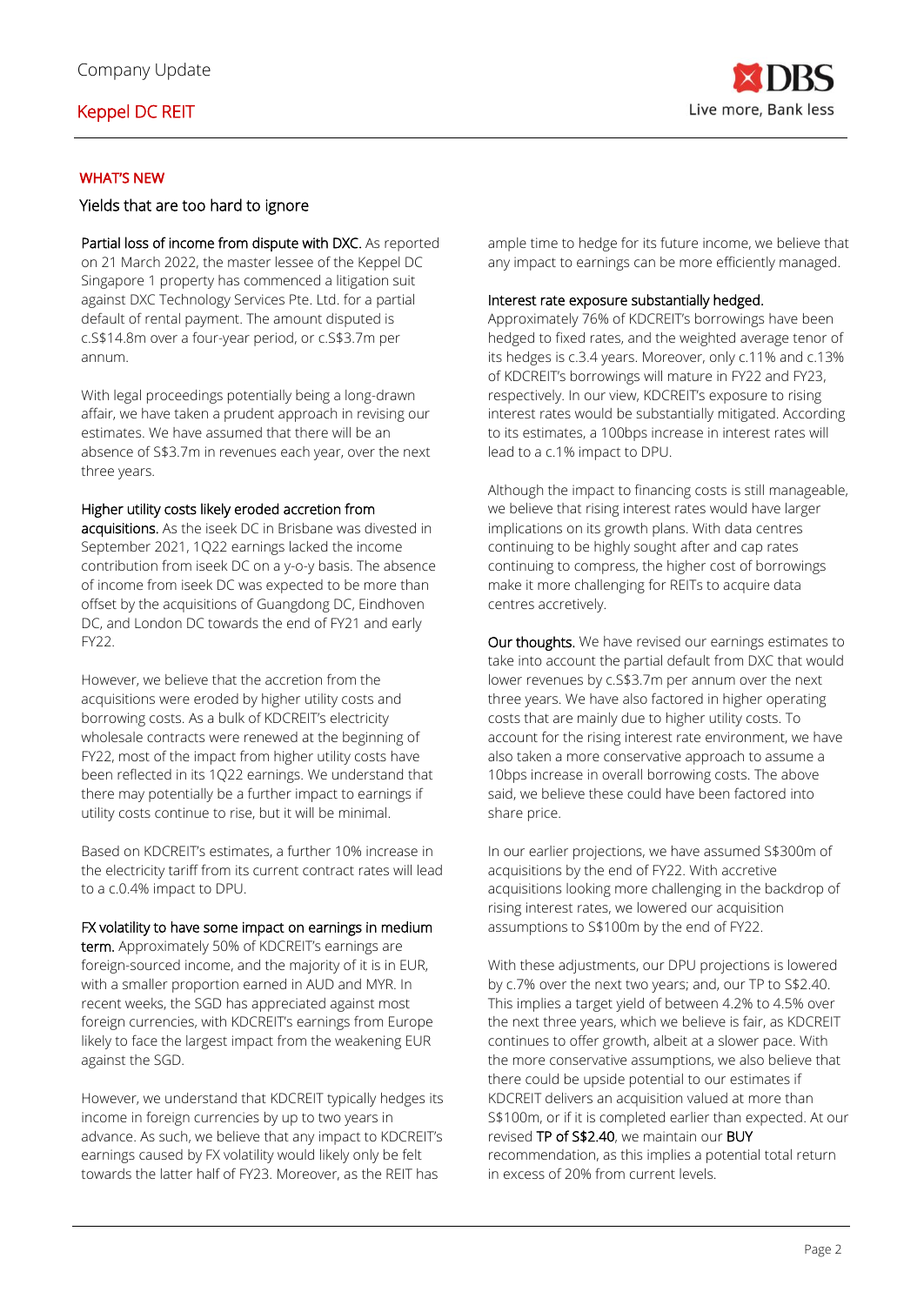## WHAT'S NEW

### Yields that are too hard to ignore

**Partial loss of income from dispute with DXC.** As reported on 21 March 2022, the master lessee of the Keppel DC Singapore 1 property has commenced a litigation suit against DXC Technology Services Pte. Ltd. for a partial default of rental payment. The amount disputed is c.S$14.8m over a four-year period, or c.S$3.7m per annum.

With legal proceedings potentially being a long-drawn affair, we have taken a prudent approach in revising our estimates. We have assumed that there will be an absence of S$3.7m in revenues each year, over the next three years.

**Higher utility costs likely eroded accretion from acquisitions.** As the iseek DC in Brisbane was divested in September 2021, 1Q22 earnings lacked the income contribution from iseek DC on a y-o-y basis. The absence of income from iseek DC was expected to be more than offset by the acquisitions of Guangdong DC, Eindhoven DC, and London DC towards the end of FY21 and early FY22.

However, we believe that the accretion from the acquisitions were eroded by higher utility costs and borrowing costs. As a bulk of KDCREIT's electricity wholesale contracts were renewed at the beginning of FY22, most of the impact from higher utility costs have been reflected in its 1Q22 earnings. We understand that there may potentially be a further impact to earnings if utility costs continue to rise, but it will be minimal.

Based on KDCREIT's estimates, a further 10% increase in the electricity tariff from its current contract rates will lead to a c.0.4% impact to DPU.

**FX volatility to have some impact on earnings in medium term.** Approximately 50% of KDCREIT's earnings are foreign-sourced income, and the majority of it is in EUR, with a smaller proportion earned in AUD and MYR. In recent weeks, the SGD has appreciated against most foreign currencies, with KDCREIT's earnings from Europe likely to face the largest impact from the weakening EUR against the SGD.

However, we understand that KDCREIT typically hedges its income in foreign currencies by up to two years in advance. As such, we believe that any impact to KDCREIT's earnings caused by FX volatility would likely only be felt towards the latter half of FY23. Moreover, as the REIT has ample time to hedge for its future income, we believe that any impact to earnings can be more efficiently managed.

**Interest rate exposure substantially hedged.** Approximately 76% of KDCREIT's borrowings have been hedged to fixed rates, and the weighted average tenor of its hedges is c.3.4 years. Moreover, only c.11% and c.13% of KDCREIT's borrowings will mature in FY22 and FY23, respectively. In our view, KDCREIT's exposure to rising interest rates would be substantially mitigated. According to its estimates, a 100bps increase in interest rates will lead to a c.1% impact to DPU.

Although the impact to financing costs is still manageable, we believe that rising interest rates would have larger implications on its growth plans. With data centres continuing to be highly sought after and cap rates continuing to compress, the higher cost of borrowings make it more challenging for REITs to acquire data centres accretively.

**Our thoughts.** We have revised our earnings estimates to take into account the partial default from DXC that would lower revenues by c.S$3.7m per annum over the next three years. We have also factored in higher operating costs that are mainly due to higher utility costs. To account for the rising interest rate environment, we have also taken a more conservative approach to assume a 10bps increase in overall borrowing costs. The above said, we believe these could have been factored into share price.

In our earlier projections, we have assumed S$300m of acquisitions by the end of FY22. With accretive acquisitions looking more challenging in the backdrop of rising interest rates, we lowered our acquisition assumptions to S$100m by the end of FY22.

With these adjustments, our DPU projections is lowered by c.7% over the next two years; and, our TP to S$2.40. This implies a target yield of between 4.2% to 4.5% over the next three years, which we believe is fair, as KDCREIT continues to offer growth, albeit at a slower pace. With the more conservative assumptions, we also believe that there could be upside potential to our estimates if KDCREIT delivers an acquisition valued at more than S$100m, or if it is completed earlier than expected. At our revised **TP of S$2.40**, we maintain our **BUY** recommendation, as this implies a potential total return in excess of 20% from current levels.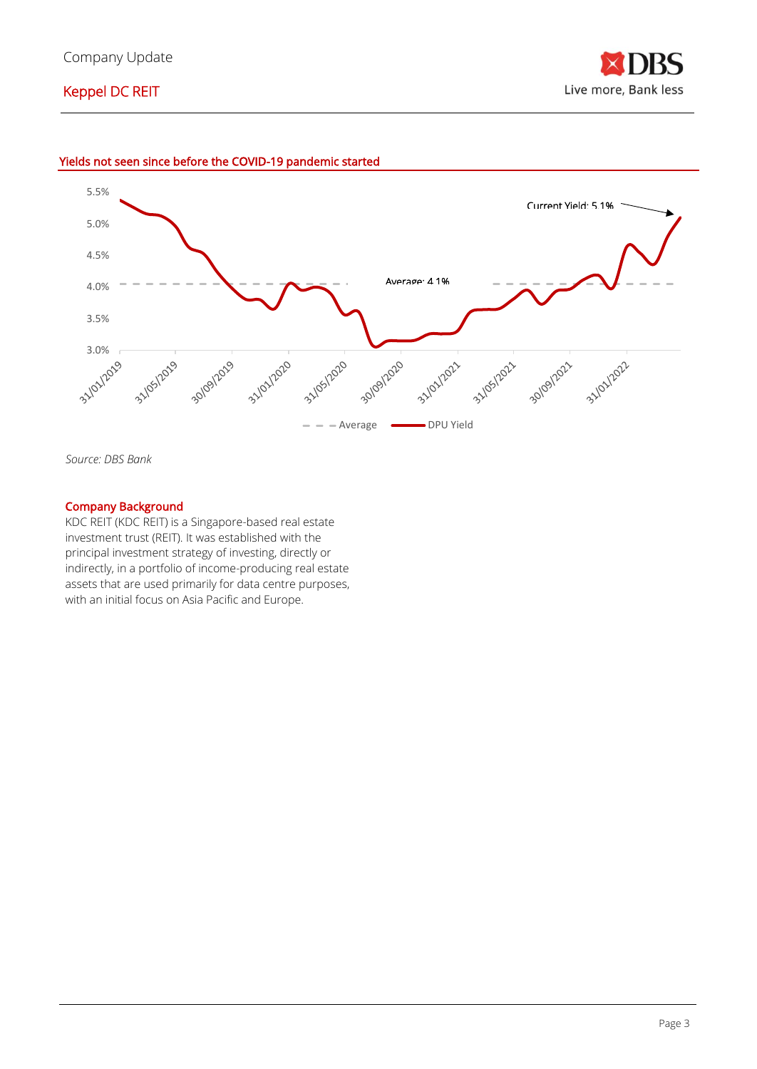## Yields not seen since before the COVID-19 pandemic started

*Source: DBS Bank*

### Company Background

KDC REIT (KDC REIT) is a Singapore-based real estate investment trust (REIT). It was established with the principal investment strategy of investing, directly or indirectly, in a portfolio of income-producing real estate assets that are used primarily for data centre purposes, with an initial focus on Asia Pacific and Europe.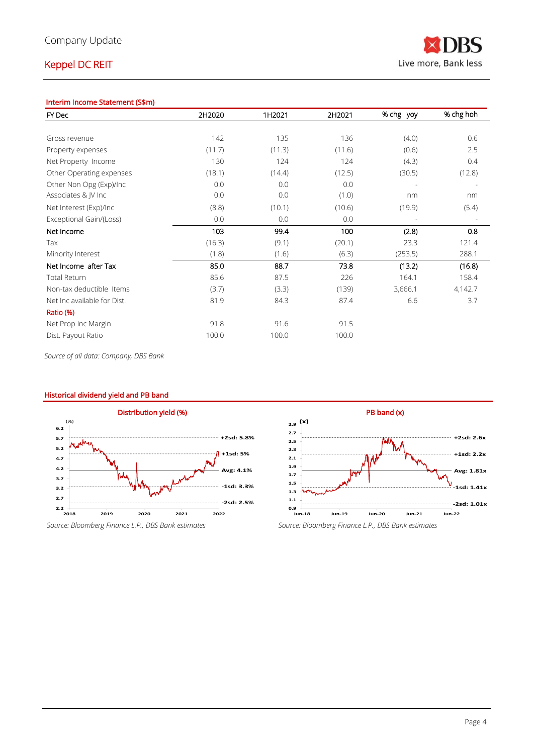**Interim Income Statement (S$m)**

| FY Dec | 2H2020 | 1H2021 | 2H2021 | % chg yoy | % chg hoh |
|---|---|---|---|---|---|
| Gross revenue | 142 | 135 | 136 | (4.0) | 0.6 |
| Property expenses | (11.7) | (11.3) | (11.6) | (0.6) | 2.5 |
| Net Property Income | 130 | 124 | 124 | (4.3) | 0.4 |
| Other Operating expenses | (18.1) | (14.4) | (12.5) | (30.5) | (12.8) |
| Other Non Opg (Exp)/Inc | 0.0 | 0.0 | 0.0 | - | - |
| Associates & JV Inc | 0.0 | 0.0 | (1.0) | nm | nm |
| Net Interest (Exp)/Inc | (8.8) | (10.1) | (10.6) | (19.9) | (5.4) |
| Exceptional Gain/(Loss) | 0.0 | 0.0 | 0.0 | - | - |
| Net Income | 103 | 99.4 | 100 | (2.8) | 0.8 |
| Tax | (16.3) | (9.1) | (20.1) | 23.3 | 121.4 |
| Minority Interest | (1.8) | (1.6) | (6.3) | (253.5) | 288.1 |
| Net Income after Tax | 85.0 | 88.7 | 73.8 | (13.2) | (16.8) |
| Total Return | 85.6 | 87.5 | 226 | 164.1 | 158.4 |
| Non-tax deductible Items | (3.7) | (3.3) | (139) | 3,666.1 | 4,142.7 |
| Net Inc available for Dist. | 81.9 | 84.3 | 87.4 | 6.6 | 3.7 |
| **Ratio (%)** | | | | | |
| Net Prop Inc Margin | 91.8 | 91.6 | 91.5 | | |
| Dist. Payout Ratio | 100.0 | 100.0 | 100.0 | | |

*Source of all data: Company, DBS Bank*

**Historical dividend yield and PB band**

**Distribution yield (%)**

*Source: Bloomberg Finance L.P., DBS Bank estimates*

**PB band (x)**

*Source: Bloomberg Finance L.P., DBS Bank estimates*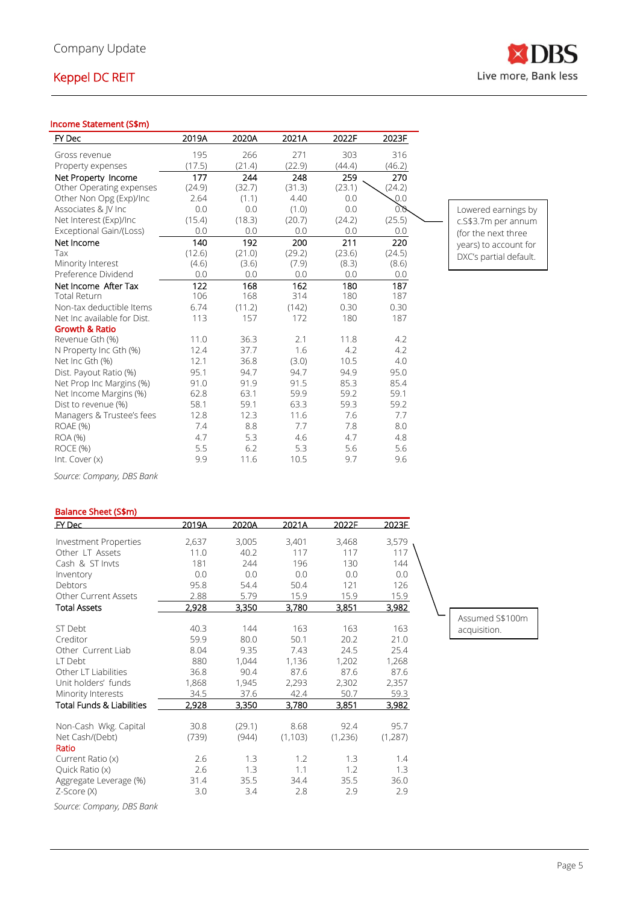### Income Statement (S$m)

| FY Dec | 2019A | 2020A | 2021A | 2022F | 2023F |
|---|---|---|---|---|---|
| Gross revenue | 195 | 266 | 271 | 303 | 316 |
| Property expenses | (17.5) | (21.4) | (22.9) | (44.4) | (46.2) |
| **Net Property Income** | 177 | 244 | 248 | 259 | 270 |
| Other Operating expenses | (24.9) | (32.7) | (31.3) | (23.1) | (24.2) |
| Other Non Opg (Exp)/Inc | 2.64 | (1.1) | 4.40 | 0.0 | 0.0 |
| Associates & JV Inc | 0.0 | 0.0 | (1.0) | 0.0 | 0.0 |
| Net Interest (Exp)/Inc | (15.4) | (18.3) | (20.7) | (24.2) | (25.5) |
| Exceptional Gain/(Loss) | 0.0 | 0.0 | 0.0 | 0.0 | 0.0 |
| **Net Income** | 140 | 192 | 200 | 211 | 220 |
| Tax | (12.6) | (21.0) | (29.2) | (23.6) | (24.5) |
| Minority Interest | (4.6) | (3.6) | (7.9) | (8.3) | (8.6) |
| Preference Dividend | 0.0 | 0.0 | 0.0 | 0.0 | 0.0 |
| **Net Income After Tax** | 122 | 168 | 162 | 180 | 187 |
| Total Return | 106 | 168 | 314 | 180 | 187 |
| Non-tax deductible Items | 6.74 | (11.2) | (142) | 0.30 | 0.30 |
| Net Inc available for Dist. | 113 | 157 | 172 | 180 | 187 |
| **Growth & Ratio** | | | | | |
| Revenue Gth (%) | 11.0 | 36.3 | 2.1 | 11.8 | 4.2 |
| N Property Inc Gth (%) | 12.4 | 37.7 | 1.6 | 4.2 | 4.2 |
| Net Inc Gth (%) | 12.1 | 36.8 | (3.0) | 10.5 | 4.0 |
| Dist. Payout Ratio (%) | 95.1 | 94.7 | 94.7 | 94.9 | 95.0 |
| Net Prop Inc Margins (%) | 91.0 | 91.9 | 91.5 | 85.3 | 85.4 |
| Net Income Margins (%) | 62.8 | 63.1 | 59.9 | 59.2 | 59.1 |
| Dist to revenue (%) | 58.1 | 59.1 | 63.3 | 59.3 | 59.2 |
| Managers & Trustee's fees | 12.8 | 12.3 | 11.6 | 7.6 | 7.7 |
| ROAE (%) | 7.4 | 8.8 | 7.7 | 7.8 | 8.0 |
| ROA (%) | 4.7 | 5.3 | 4.6 | 4.7 | 4.8 |
| ROCE (%) | 5.5 | 6.2 | 5.3 | 5.6 | 5.6 |
| Int. Cover (x) | 9.9 | 11.6 | 10.5 | 9.7 | 9.6 |

*Source: Company, DBS Bank*

Lowered earnings by c.S$3.7m per annum (for the next three years) to account for DXC's partial default.

### Balance Sheet (S$m)

| FY Dec | 2019A | 2020A | 2021A | 2022F | 2023F |
|---|---|---|---|---|---|
| Investment Properties | 2,637 | 3,005 | 3,401 | 3,468 | 3,579 |
| Other LT Assets | 11.0 | 40.2 | 117 | 117 | 117 |
| Cash & ST Invts | 181 | 244 | 196 | 130 | 144 |
| Inventory | 0.0 | 0.0 | 0.0 | 0.0 | 0.0 |
| Debtors | 95.8 | 54.4 | 50.4 | 121 | 126 |
| Other Current Assets | 2.88 | 5.79 | 15.9 | 15.9 | 15.9 |
| **Total Assets** | 2,928 | 3,350 | 3,780 | 3,851 | 3,982 |
| ST Debt | 40.3 | 144 | 163 | 163 | 163 |
| Creditor | 59.9 | 80.0 | 50.1 | 20.2 | 21.0 |
| Other Current Liab | 8.04 | 9.35 | 7.43 | 24.5 | 25.4 |
| LT Debt | 880 | 1,044 | 1,136 | 1,202 | 1,268 |
| Other LT Liabilities | 36.8 | 90.4 | 87.6 | 87.6 | 87.6 |
| Unit holders' funds | 1,868 | 1,945 | 2,293 | 2,302 | 2,357 |
| Minority Interests | 34.5 | 37.6 | 42.4 | 50.7 | 59.3 |
| **Total Funds & Liabilities** | 2,928 | 3,350 | 3,780 | 3,851 | 3,982 |
| Non-Cash Wkg. Capital | 30.8 | (29.1) | 8.68 | 92.4 | 95.7 |
| Net Cash/(Debt) | (739) | (944) | (1,103) | (1,236) | (1,287) |
| **Ratio** | | | | | |
| Current Ratio (x) | 2.6 | 1.3 | 1.2 | 1.3 | 1.4 |
| Quick Ratio (x) | 2.6 | 1.3 | 1.1 | 1.2 | 1.3 |
| Aggregate Leverage (%) | 31.4 | 35.5 | 34.4 | 35.5 | 36.0 |
| Z-Score (X) | 3.0 | 3.4 | 2.8 | 2.9 | 2.9 |

*Source: Company, DBS Bank*

Assumed S$100m acquisition.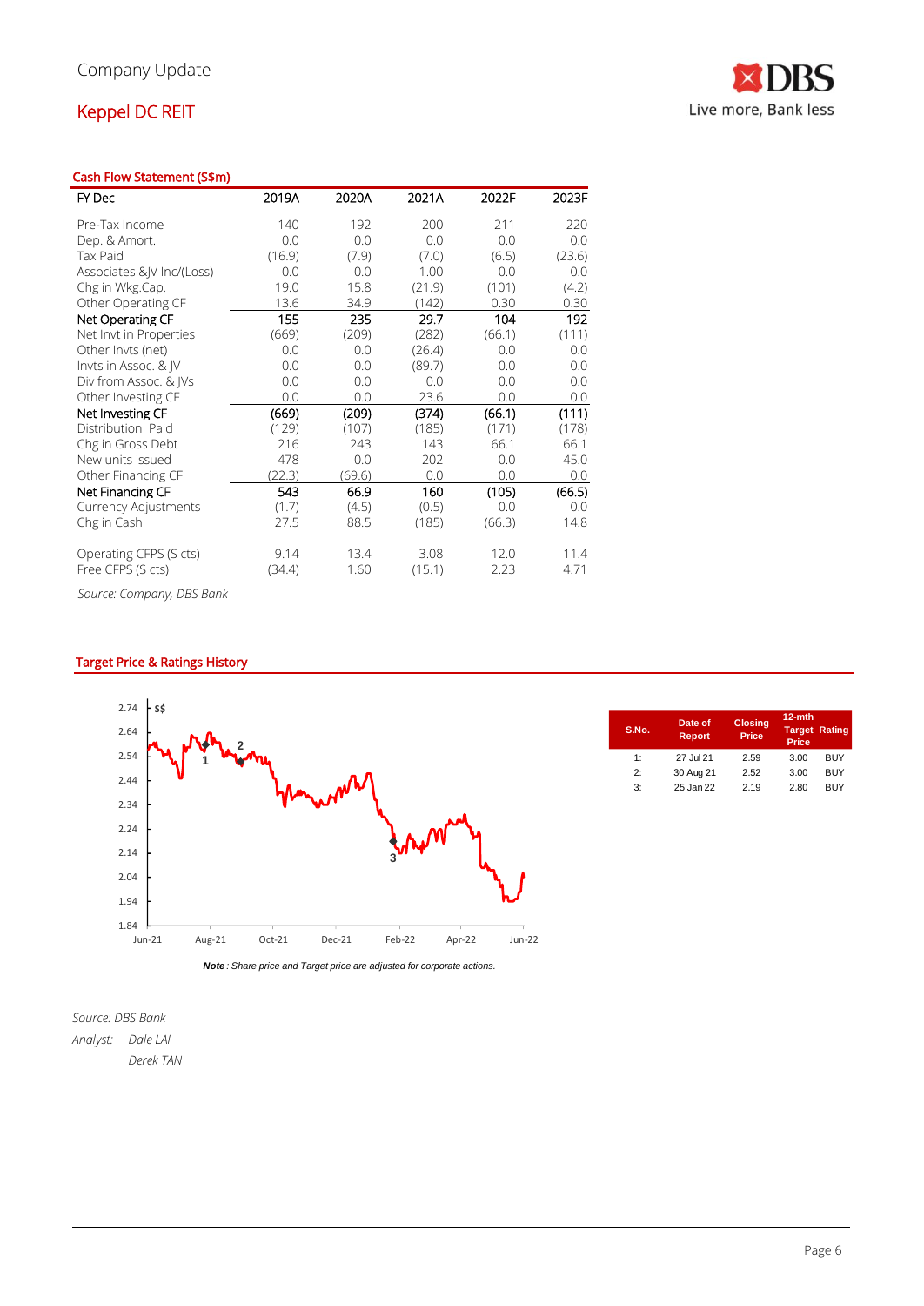Company Update

# Keppel DC REIT

**Cash Flow Statement (S$m)**

| FY Dec | 2019A | 2020A | 2021A | 2022F | 2023F |
|---|---|---|---|---|---|
| Pre-Tax Income | 140 | 192 | 200 | 211 | 220 |
| Dep. & Amort. | 0.0 | 0.0 | 0.0 | 0.0 | 0.0 |
| Tax Paid | (16.9) | (7.9) | (7.0) | (6.5) | (23.6) |
| Associates &JV Inc/(Loss) | 0.0 | 0.0 | 1.00 | 0.0 | 0.0 |
| Chg in Wkg.Cap. | 19.0 | 15.8 | (21.9) | (101) | (4.2) |
| Other Operating CF | 13.6 | 34.9 | (142) | 0.30 | 0.30 |
| Net Operating CF | 155 | 235 | 29.7 | 104 | 192 |
| Net Invt in Properties | (669) | (209) | (282) | (66.1) | (111) |
| Other Invts (net) | 0.0 | 0.0 | (26.4) | 0.0 | 0.0 |
| Invts in Assoc. & JV | 0.0 | 0.0 | (89.7) | 0.0 | 0.0 |
| Div from Assoc. & JVs | 0.0 | 0.0 | 0.0 | 0.0 | 0.0 |
| Other Investing CF | 0.0 | 0.0 | 23.6 | 0.0 | 0.0 |
| Net Investing CF | (669) | (209) | (374) | (66.1) | (111) |
| Distribution Paid | (129) | (107) | (185) | (171) | (178) |
| Chg in Gross Debt | 216 | 243 | 143 | 66.1 | 66.1 |
| New units issued | 478 | 0.0 | 202 | 0.0 | 45.0 |
| Other Financing CF | (22.3) | (69.6) | 0.0 | 0.0 | 0.0 |
| Net Financing CF | 543 | 66.9 | 160 | (105) | (66.5) |
| Currency Adjustments | (1.7) | (4.5) | (0.5) | 0.0 | 0.0 |
| Chg in Cash | 27.5 | 88.5 | (185) | (66.3) | 14.8 |
| | | | | | |
| Operating CFPS (S cts) | 9.14 | 13.4 | 3.08 | 12.0 | 11.4 |
| Free CFPS (S cts) | (34.4) | 1.60 | (15.1) | 2.23 | 4.71 |

*Source: Company, DBS Bank*

**Target Price & Ratings History**

| S.No. | Date of Report | Closing Price | 12-mth Target Price | Rating |
|---|---|---|---|---|
| 1: | 27 Jul 21 | 2.59 | 3.00 | BUY |
| 2: | 30 Aug 21 | 2.52 | 3.00 | BUY |
| 3: | 25 Jan 22 | 2.19 | 2.80 | BUY |

***Note**: Share price and Target price are adjusted for corporate actions.*

*Source: DBS Bank*

*Analyst: Dale LAI*

*Derek TAN*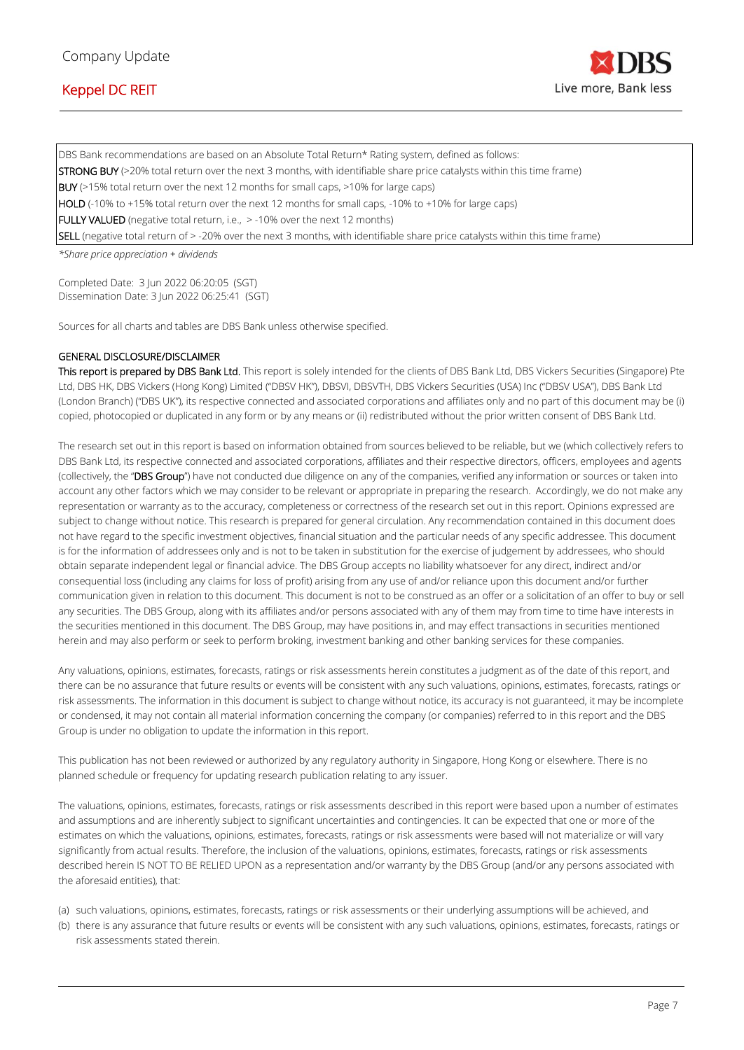DBS Bank recommendations are based on an Absolute Total Return* Rating system, defined as follows:

**STRONG BUY** (>20% total return over the next 3 months, with identifiable share price catalysts within this time frame)

**BUY** (>15% total return over the next 12 months for small caps, >10% for large caps)

**HOLD** (-10% to +15% total return over the next 12 months for small caps, -10% to +10% for large caps)

**FULLY VALUED** (negative total return, i.e., > -10% over the next 12 months)

**SELL** (negative total return of > -20% over the next 3 months, with identifiable share price catalysts within this time frame)

*\*Share price appreciation + dividends*

Completed Date: 3 Jun 2022 06:20:05 (SGT)
Dissemination Date: 3 Jun 2022 06:25:41 (SGT)

Sources for all charts and tables are DBS Bank unless otherwise specified.

## GENERAL DISCLOSURE/DISCLAIMER

**This report is prepared by DBS Bank Ltd.** This report is solely intended for the clients of DBS Bank Ltd, DBS Vickers Securities (Singapore) Pte Ltd, DBS HK, DBS Vickers (Hong Kong) Limited ("DBSV HK"), DBSVI, DBSVTH, DBS Vickers Securities (USA) Inc ("DBSV USA"), DBS Bank Ltd (London Branch) ("DBS UK"), its respective connected and associated corporations and affiliates only and no part of this document may be (i) copied, photocopied or duplicated in any form or by any means or (ii) redistributed without the prior written consent of DBS Bank Ltd.

The research set out in this report is based on information obtained from sources believed to be reliable, but we (which collectively refers to DBS Bank Ltd, its respective connected and associated corporations, affiliates and their respective directors, officers, employees and agents (collectively, the "**DBS Group**") have not conducted due diligence on any of the companies, verified any information or sources or taken into account any other factors which we may consider to be relevant or appropriate in preparing the research. Accordingly, we do not make any representation or warranty as to the accuracy, completeness or correctness of the research set out in this report. Opinions expressed are subject to change without notice. This research is prepared for general circulation. Any recommendation contained in this document does not have regard to the specific investment objectives, financial situation and the particular needs of any specific addressee. This document is for the information of addressees only and is not to be taken in substitution for the exercise of judgement by addressees, who should obtain separate independent legal or financial advice. The DBS Group accepts no liability whatsoever for any direct, indirect and/or consequential loss (including any claims for loss of profit) arising from any use of and/or reliance upon this document and/or further communication given in relation to this document. This document is not to be construed as an offer or a solicitation of an offer to buy or sell any securities. The DBS Group, along with its affiliates and/or persons associated with any of them may from time to time have interests in the securities mentioned in this document. The DBS Group, may have positions in, and may effect transactions in securities mentioned herein and may also perform or seek to perform broking, investment banking and other banking services for these companies.

Any valuations, opinions, estimates, forecasts, ratings or risk assessments herein constitutes a judgment as of the date of this report, and there can be no assurance that future results or events will be consistent with any such valuations, opinions, estimates, forecasts, ratings or risk assessments. The information in this document is subject to change without notice, its accuracy is not guaranteed, it may be incomplete or condensed, it may not contain all material information concerning the company (or companies) referred to in this report and the DBS Group is under no obligation to update the information in this report.

This publication has not been reviewed or authorized by any regulatory authority in Singapore, Hong Kong or elsewhere. There is no planned schedule or frequency for updating research publication relating to any issuer.

The valuations, opinions, estimates, forecasts, ratings or risk assessments described in this report were based upon a number of estimates and assumptions and are inherently subject to significant uncertainties and contingencies. It can be expected that one or more of the estimates on which the valuations, opinions, estimates, forecasts, ratings or risk assessments were based will not materialize or will vary significantly from actual results. Therefore, the inclusion of the valuations, opinions, estimates, forecasts, ratings or risk assessments described herein IS NOT TO BE RELIED UPON as a representation and/or warranty by the DBS Group (and/or any persons associated with the aforesaid entities), that:

(a) such valuations, opinions, estimates, forecasts, ratings or risk assessments or their underlying assumptions will be achieved, and
(b) there is any assurance that future results or events will be consistent with any such valuations, opinions, estimates, forecasts, ratings or risk assessments stated therein.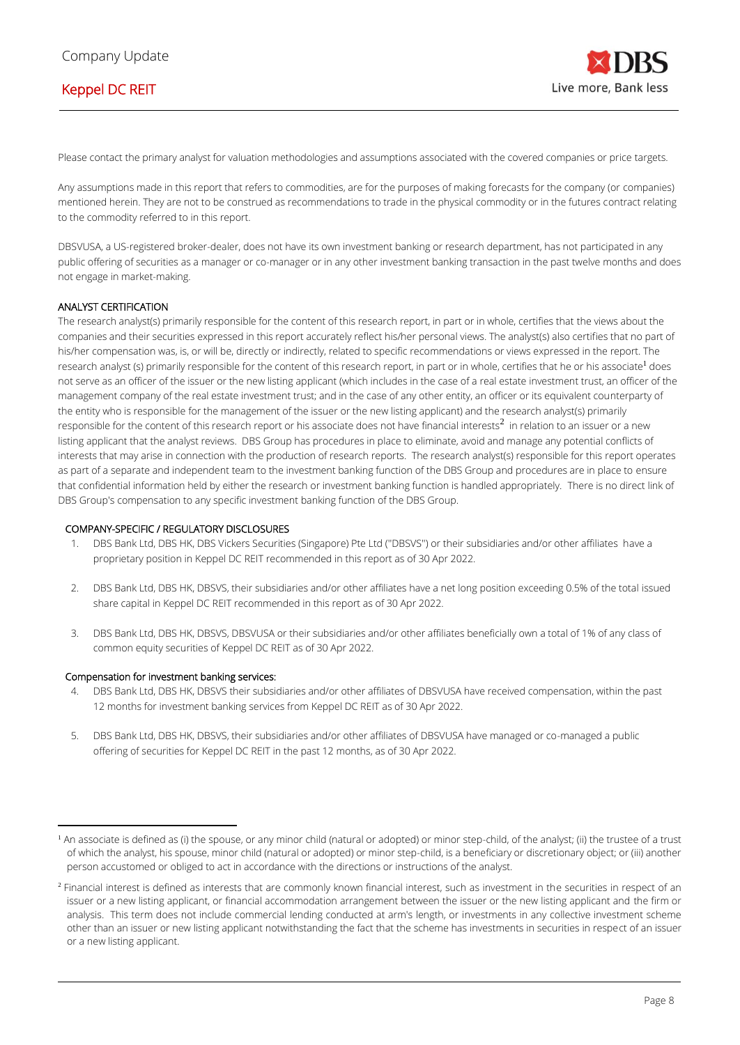Please contact the primary analyst for valuation methodologies and assumptions associated with the covered companies or price targets.

Any assumptions made in this report that refers to commodities, are for the purposes of making forecasts for the company (or companies) mentioned herein. They are not to be construed as recommendations to trade in the physical commodity or in the futures contract relating to the commodity referred to in this report.

DBSVUSA, a US-registered broker-dealer, does not have its own investment banking or research department, has not participated in any public offering of securities as a manager or co-manager or in any other investment banking transaction in the past twelve months and does not engage in market-making.

## ANALYST CERTIFICATION

The research analyst(s) primarily responsible for the content of this research report, in part or in whole, certifies that the views about the companies and their securities expressed in this report accurately reflect his/her personal views. The analyst(s) also certifies that no part of his/her compensation was, is, or will be, directly or indirectly, related to specific recommendations or views expressed in the report. The research analyst (s) primarily responsible for the content of this research report, in part or in whole, certifies that he or his associate[1] does not serve as an officer of the issuer or the new listing applicant (which includes in the case of a real estate investment trust, an officer of the management company of the real estate investment trust; and in the case of any other entity, an officer or its equivalent counterparty of the entity who is responsible for the management of the issuer or the new listing applicant) and the research analyst(s) primarily responsible for the content of this research report or his associate does not have financial interests[2] in relation to an issuer or a new listing applicant that the analyst reviews. DBS Group has procedures in place to eliminate, avoid and manage any potential conflicts of interests that may arise in connection with the production of research reports. The research analyst(s) responsible for this report operates as part of a separate and independent team to the investment banking function of the DBS Group and procedures are in place to ensure that confidential information held by either the research or investment banking function is handled appropriately. There is no direct link of DBS Group's compensation to any specific investment banking function of the DBS Group.

## COMPANY-SPECIFIC / REGULATORY DISCLOSURES

1. DBS Bank Ltd, DBS HK, DBS Vickers Securities (Singapore) Pte Ltd ("DBSVS") or their subsidiaries and/or other affiliates have a proprietary position in Keppel DC REIT recommended in this report as of 30 Apr 2022.

2. DBS Bank Ltd, DBS HK, DBSVS, their subsidiaries and/or other affiliates have a net long position exceeding 0.5% of the total issued share capital in Keppel DC REIT recommended in this report as of 30 Apr 2022.

3. DBS Bank Ltd, DBS HK, DBSVS, DBSVUSA or their subsidiaries and/or other affiliates beneficially own a total of 1% of any class of common equity securities of Keppel DC REIT as of 30 Apr 2022.

### Compensation for investment banking services:

4. DBS Bank Ltd, DBS HK, DBSVS their subsidiaries and/or other affiliates of DBSVUSA have received compensation, within the past 12 months for investment banking services from Keppel DC REIT as of 30 Apr 2022.

5. DBS Bank Ltd, DBS HK, DBSVS, their subsidiaries and/or other affiliates of DBSVUSA have managed or co-managed a public offering of securities for Keppel DC REIT in the past 12 months, as of 30 Apr 2022.

---

[1] An associate is defined as (i) the spouse, or any minor child (natural or adopted) or minor step-child, of the analyst; (ii) the trustee of a trust of which the analyst, his spouse, minor child (natural or adopted) or minor step-child, is a beneficiary or discretionary object; or (iii) another person accustomed or obliged to act in accordance with the directions or instructions of the analyst.

[2] Financial interest is defined as interests that are commonly known financial interest, such as investment in the securities in respect of an issuer or a new listing applicant, or financial accommodation arrangement between the issuer or the new listing applicant and the firm or analysis. This term does not include commercial lending conducted at arm's length, or investments in any collective investment scheme other than an issuer or new listing applicant notwithstanding the fact that the scheme has investments in securities in respect of an issuer or a new listing applicant.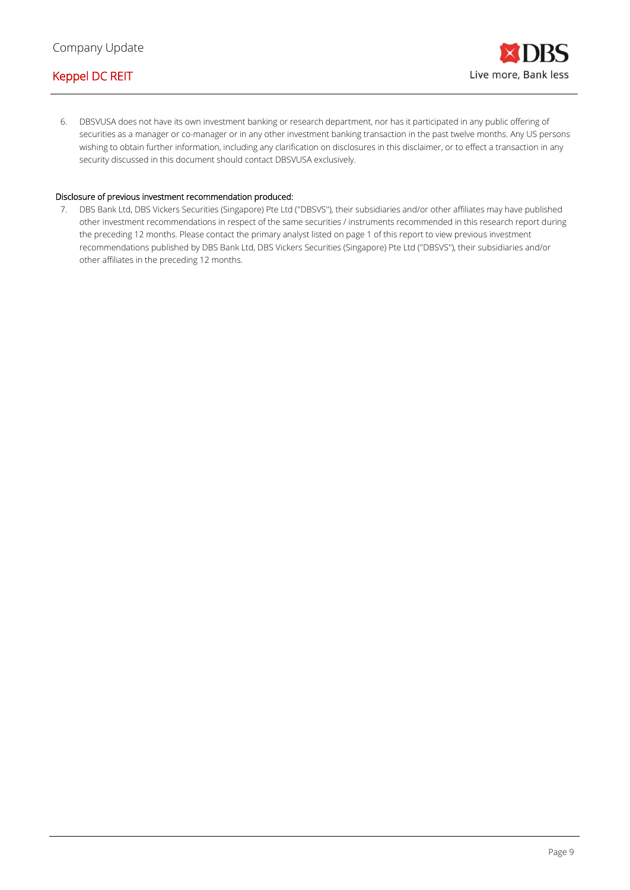6. DBSVUSA does not have its own investment banking or research department, nor has it participated in any public offering of securities as a manager or co-manager or in any other investment banking transaction in the past twelve months. Any US persons wishing to obtain further information, including any clarification on disclosures in this disclaimer, or to effect a transaction in any security discussed in this document should contact DBSVUSA exclusively.

**Disclosure of previous investment recommendation produced:**

7. DBS Bank Ltd, DBS Vickers Securities (Singapore) Pte Ltd ("DBSVS"), their subsidiaries and/or other affiliates may have published other investment recommendations in respect of the same securities / instruments recommended in this research report during the preceding 12 months. Please contact the primary analyst listed on page 1 of this report to view previous investment recommendations published by DBS Bank Ltd, DBS Vickers Securities (Singapore) Pte Ltd ("DBSVS"), their subsidiaries and/or other affiliates in the preceding 12 months.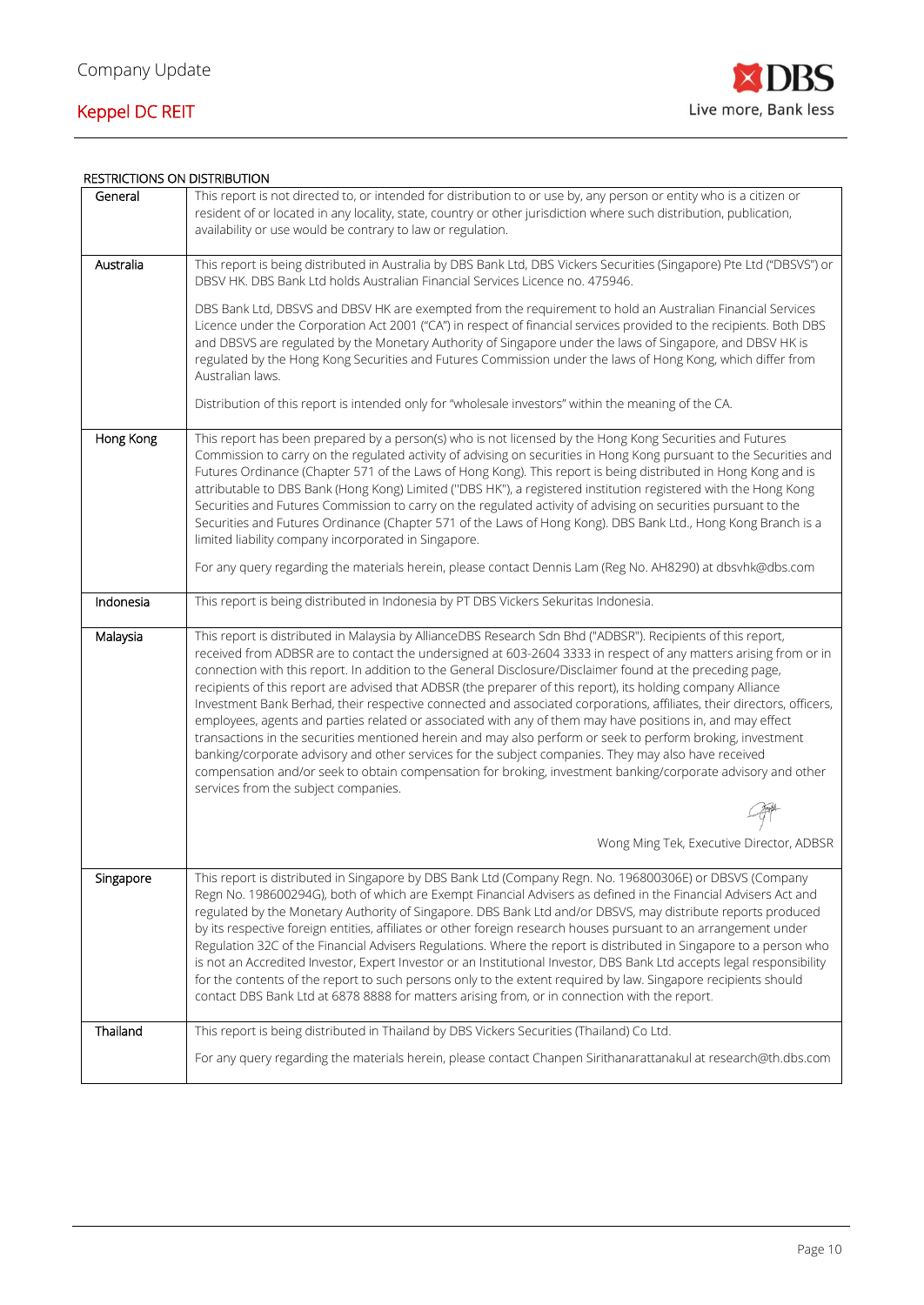RESTRICTIONS ON DISTRIBUTION

| | |
|---|---|
| General | This report is not directed to, or intended for distribution to or use by, any person or entity who is a citizen or resident of or located in any locality, state, country or other jurisdiction where such distribution, publication, availability or use would be contrary to law or regulation. |
| Australia | This report is being distributed in Australia by DBS Bank Ltd, DBS Vickers Securities (Singapore) Pte Ltd ("DBSVS") or DBSV HK. DBS Bank Ltd holds Australian Financial Services Licence no. 475946.<br><br>DBS Bank Ltd, DBSVS and DBSV HK are exempted from the requirement to hold an Australian Financial Services Licence under the Corporation Act 2001 ("CA") in respect of financial services provided to the recipients. Both DBS and DBSVS are regulated by the Monetary Authority of Singapore under the laws of Singapore, and DBSV HK is regulated by the Hong Kong Securities and Futures Commission under the laws of Hong Kong, which differ from Australian laws.<br><br>Distribution of this report is intended only for "wholesale investors" within the meaning of the CA. |
| Hong Kong | This report has been prepared by a person(s) who is not licensed by the Hong Kong Securities and Futures Commission to carry on the regulated activity of advising on securities in Hong Kong pursuant to the Securities and Futures Ordinance (Chapter 571 of the Laws of Hong Kong). This report is being distributed in Hong Kong and is attributable to DBS Bank (Hong Kong) Limited ("DBS HK"), a registered institution registered with the Hong Kong Securities and Futures Commission to carry on the regulated activity of advising on securities pursuant to the Securities and Futures Ordinance (Chapter 571 of the Laws of Hong Kong). DBS Bank Ltd., Hong Kong Branch is a limited liability company incorporated in Singapore.<br><br>For any query regarding the materials herein, please contact Dennis Lam (Reg No. AH8290) at dbsvhk@dbs.com |
| Indonesia | This report is being distributed in Indonesia by PT DBS Vickers Sekuritas Indonesia. |
| Malaysia | This report is distributed in Malaysia by AllianceDBS Research Sdn Bhd ("ADBSR"). Recipients of this report, received from ADBSR are to contact the undersigned at 603-2604 3333 in respect of any matters arising from or in connection with this report. In addition to the General Disclosure/Disclaimer found at the preceding page, recipients of this report are advised that ADBSR (the preparer of this report), its holding company Alliance Investment Bank Berhad, their respective connected and associated corporations, affiliates, their directors, officers, employees, agents and parties related or associated with any of them may have positions in, and may effect transactions in the securities mentioned herein and may also perform or seek to perform broking, investment banking/corporate advisory and other services for the subject companies. They may also have received compensation and/or seek to obtain compensation for broking, investment banking/corporate advisory and other services from the subject companies.<br><br>Wong Ming Tek, Executive Director, ADBSR |
| Singapore | This report is distributed in Singapore by DBS Bank Ltd (Company Regn. No. 196800306E) or DBSVS (Company Regn No. 198600294G), both of which are Exempt Financial Advisers as defined in the Financial Advisers Act and regulated by the Monetary Authority of Singapore. DBS Bank Ltd and/or DBSVS, may distribute reports produced by its respective foreign entities, affiliates or other foreign research houses pursuant to an arrangement under Regulation 32C of the Financial Advisers Regulations. Where the report is distributed in Singapore to a person who is not an Accredited Investor, Expert Investor or an Institutional Investor, DBS Bank Ltd accepts legal responsibility for the contents of the report to such persons only to the extent required by law. Singapore recipients should contact DBS Bank Ltd at 6878 8888 for matters arising from, or in connection with the report. |
| Thailand | This report is being distributed in Thailand by DBS Vickers Securities (Thailand) Co Ltd.<br><br>For any query regarding the materials herein, please contact Chanpen Sirithanarattanakul at research@th.dbs.com |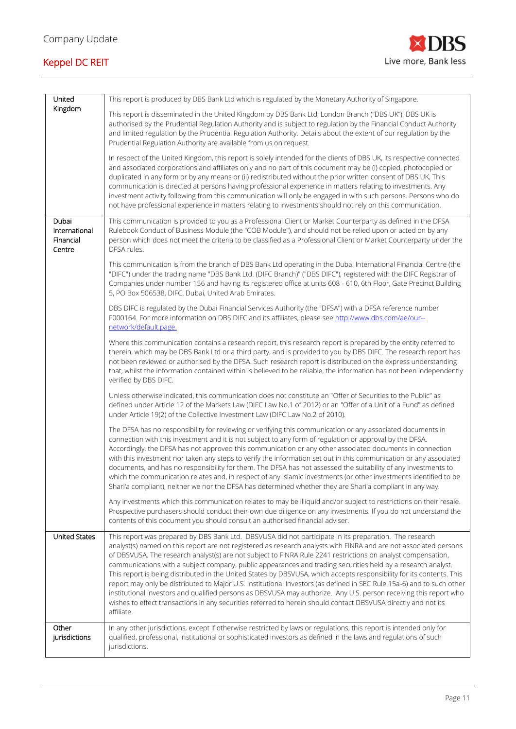| | |
|---|---|
| United Kingdom | This report is produced by DBS Bank Ltd which is regulated by the Monetary Authority of Singapore.<br><br>This report is disseminated in the United Kingdom by DBS Bank Ltd, London Branch ("DBS UK"). DBS UK is authorised by the Prudential Regulation Authority and is subject to regulation by the Financial Conduct Authority and limited regulation by the Prudential Regulation Authority. Details about the extent of our regulation by the Prudential Regulation Authority are available from us on request.<br><br>In respect of the United Kingdom, this report is solely intended for the clients of DBS UK, its respective connected and associated corporations and affiliates only and no part of this document may be (i) copied, photocopied or duplicated in any form or by any means or (ii) redistributed without the prior written consent of DBS UK, This communication is directed at persons having professional experience in matters relating to investments. Any investment activity following from this communication will only be engaged in with such persons. Persons who do not have professional experience in matters relating to investments should not rely on this communication. |
| Dubai International Financial Centre | This communication is provided to you as a Professional Client or Market Counterparty as defined in the DFSA Rulebook Conduct of Business Module (the "COB Module"), and should not be relied upon or acted on by any person which does not meet the criteria to be classified as a Professional Client or Market Counterparty under the DFSA rules.<br><br>This communication is from the branch of DBS Bank Ltd operating in the Dubai International Financial Centre (the "DIFC") under the trading name "DBS Bank Ltd. (DIFC Branch)" ("DBS DIFC"), registered with the DIFC Registrar of Companies under number 156 and having its registered office at units 608 - 610, 6th Floor, Gate Precinct Building 5, PO Box 506538, DIFC, Dubai, United Arab Emirates.<br><br>DBS DIFC is regulated by the Dubai Financial Services Authority (the "DFSA") with a DFSA reference number F000164. For more information on DBS DIFC and its affiliates, please see http://www.dbs.com/ae/our--network/default.page.<br><br>Where this communication contains a research report, this research report is prepared by the entity referred to therein, which may be DBS Bank Ltd or a third party, and is provided to you by DBS DIFC. The research report has not been reviewed or authorised by the DFSA. Such research report is distributed on the express understanding that, whilst the information contained within is believed to be reliable, the information has not been independently verified by DBS DIFC.<br><br>Unless otherwise indicated, this communication does not constitute an "Offer of Securities to the Public" as defined under Article 12 of the Markets Law (DIFC Law No.1 of 2012) or an "Offer of a Unit of a Fund" as defined under Article 19(2) of the Collective Investment Law (DIFC Law No.2 of 2010).<br><br>The DFSA has no responsibility for reviewing or verifying this communication or any associated documents in connection with this investment and it is not subject to any form of regulation or approval by the DFSA. Accordingly, the DFSA has not approved this communication or any other associated documents in connection with this investment nor taken any steps to verify the information set out in this communication or any associated documents, and has no responsibility for them. The DFSA has not assessed the suitability of any investments to which the communication relates and, in respect of any Islamic investments (or other investments identified to be Shari'a compliant), neither we nor the DFSA has determined whether they are Shari'a compliant in any way.<br><br>Any investments which this communication relates to may be illiquid and/or subject to restrictions on their resale. Prospective purchasers should conduct their own due diligence on any investments. If you do not understand the contents of this document you should consult an authorised financial adviser. |
| United States | This report was prepared by DBS Bank Ltd. DBSVUSA did not participate in its preparation. The research analyst(s) named on this report are not registered as research analysts with FINRA and are not associated persons of DBSVUSA. The research analyst(s) are not subject to FINRA Rule 2241 restrictions on analyst compensation, communications with a subject company, public appearances and trading securities held by a research analyst. This report is being distributed in the United States by DBSVUSA, which accepts responsibility for its contents. This report may only be distributed to Major U.S. Institutional Investors (as defined in SEC Rule 15a-6) and to such other institutional investors and qualified persons as DBSVUSA may authorize. Any U.S. person receiving this report who wishes to effect transactions in any securities referred to herein should contact DBSVUSA directly and not its affiliate. |
| Other jurisdictions | In any other jurisdictions, except if otherwise restricted by laws or regulations, this report is intended only for qualified, professional, institutional or sophisticated investors as defined in the laws and regulations of such jurisdictions. |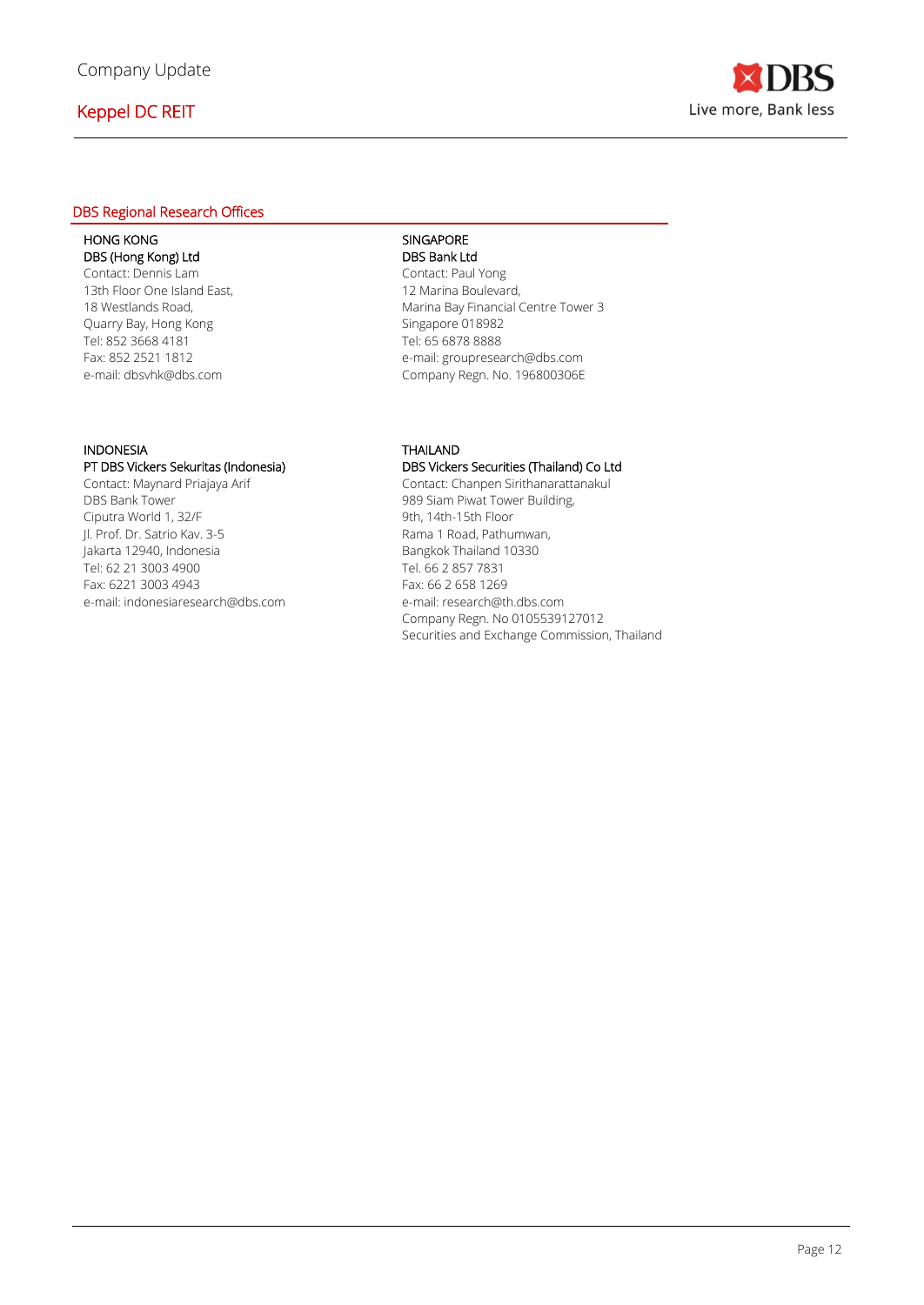## DBS Regional Research Offices

**HONG KONG**
**DBS (Hong Kong) Ltd**
Contact: Dennis Lam
13th Floor One Island East,
18 Westlands Road,
Quarry Bay, Hong Kong
Tel: 852 3668 4181
Fax: 852 2521 1812
e-mail: dbsvhk@dbs.com

**SINGAPORE**
**DBS Bank Ltd**
Contact: Paul Yong
12 Marina Boulevard,
Marina Bay Financial Centre Tower 3
Singapore 018982
Tel: 65 6878 8888
e-mail: groupresearch@dbs.com
Company Regn. No. 196800306E

**INDONESIA**
**PT DBS Vickers Sekuritas (Indonesia)**
Contact: Maynard Priajaya Arif
DBS Bank Tower
Ciputra World 1, 32/F
Jl. Prof. Dr. Satrio Kav. 3-5
Jakarta 12940, Indonesia
Tel: 62 21 3003 4900
Fax: 6221 3003 4943
e-mail: indonesiaresearch@dbs.com

**THAILAND**
**DBS Vickers Securities (Thailand) Co Ltd**
Contact: Chanpen Sirithanarattanakul
989 Siam Piwat Tower Building,
9th, 14th-15th Floor
Rama 1 Road, Pathumwan,
Bangkok Thailand 10330
Tel. 66 2 857 7831
Fax: 66 2 658 1269
e-mail: research@th.dbs.com
Company Regn. No 0105539127012
Securities and Exchange Commission, Thailand